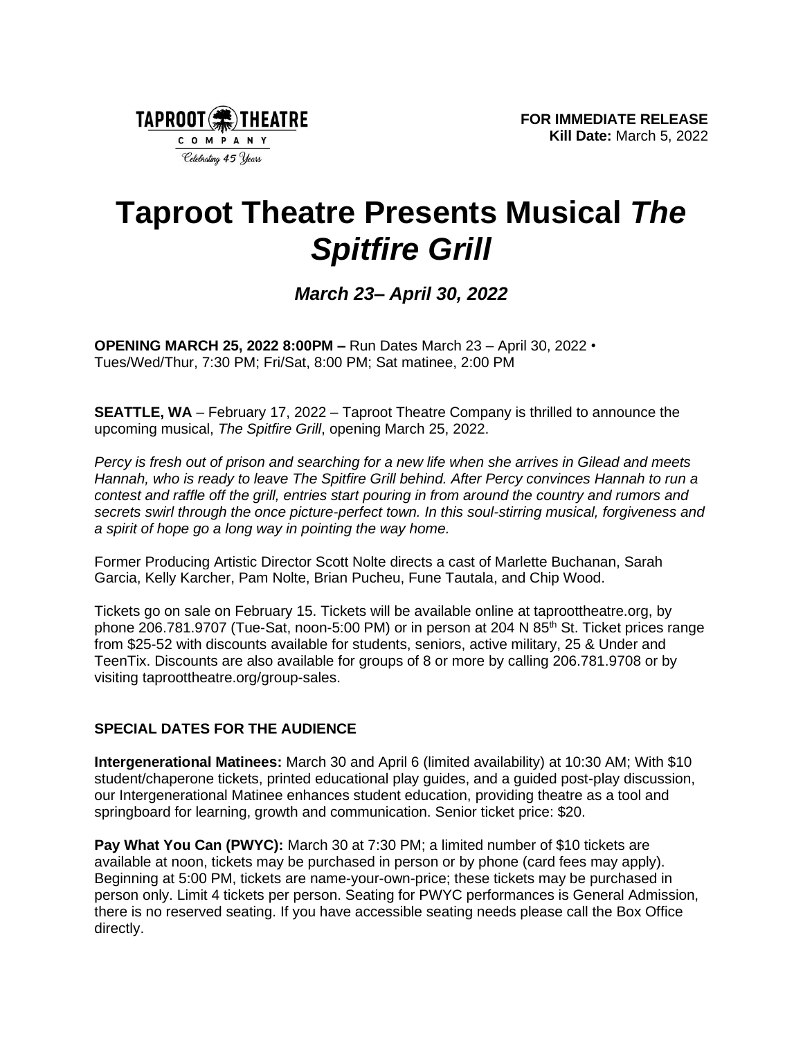TAPROOT THEATRE COMPANY
Celebrating 45 Years

**FOR IMMEDIATE RELEASE**
**Kill Date:** March 5, 2022

# Taproot Theatre Presents Musical *The Spitfire Grill*

### *March 23– April 30, 2022*

**OPENING MARCH 25, 2022 8:00PM –** Run Dates March 23 – April 30, 2022 • Tues/Wed/Thur, 7:30 PM; Fri/Sat, 8:00 PM; Sat matinee, 2:00 PM

**SEATTLE, WA** – February 17, 2022 – Taproot Theatre Company is thrilled to announce the upcoming musical, *The Spitfire Grill*, opening March 25, 2022.

*Percy is fresh out of prison and searching for a new life when she arrives in Gilead and meets Hannah, who is ready to leave The Spitfire Grill behind. After Percy convinces Hannah to run a contest and raffle off the grill, entries start pouring in from around the country and rumors and secrets swirl through the once picture-perfect town. In this soul-stirring musical, forgiveness and a spirit of hope go a long way in pointing the way home.*

Former Producing Artistic Director Scott Nolte directs a cast of Marlette Buchanan, Sarah Garcia, Kelly Karcher, Pam Nolte, Brian Pucheu, Fune Tautala, and Chip Wood.

Tickets go on sale on February 15. Tickets will be available online at taproottheatre.org, by phone 206.781.9707 (Tue-Sat, noon-5:00 PM) or in person at 204 N 85th St. Ticket prices range from $25-52 with discounts available for students, seniors, active military, 25 & Under and TeenTix. Discounts are also available for groups of 8 or more by calling 206.781.9708 or by visiting taproottheatre.org/group-sales.

**SPECIAL DATES FOR THE AUDIENCE**

**Intergenerational Matinees:** March 30 and April 6 (limited availability) at 10:30 AM; With $10 student/chaperone tickets, printed educational play guides, and a guided post-play discussion, our Intergenerational Matinee enhances student education, providing theatre as a tool and springboard for learning, growth and communication. Senior ticket price: $20.

**Pay What You Can (PWYC):** March 30 at 7:30 PM; a limited number of $10 tickets are available at noon, tickets may be purchased in person or by phone (card fees may apply). Beginning at 5:00 PM, tickets are name-your-own-price; these tickets may be purchased in person only. Limit 4 tickets per person. Seating for PWYC performances is General Admission, there is no reserved seating. If you have accessible seating needs please call the Box Office directly.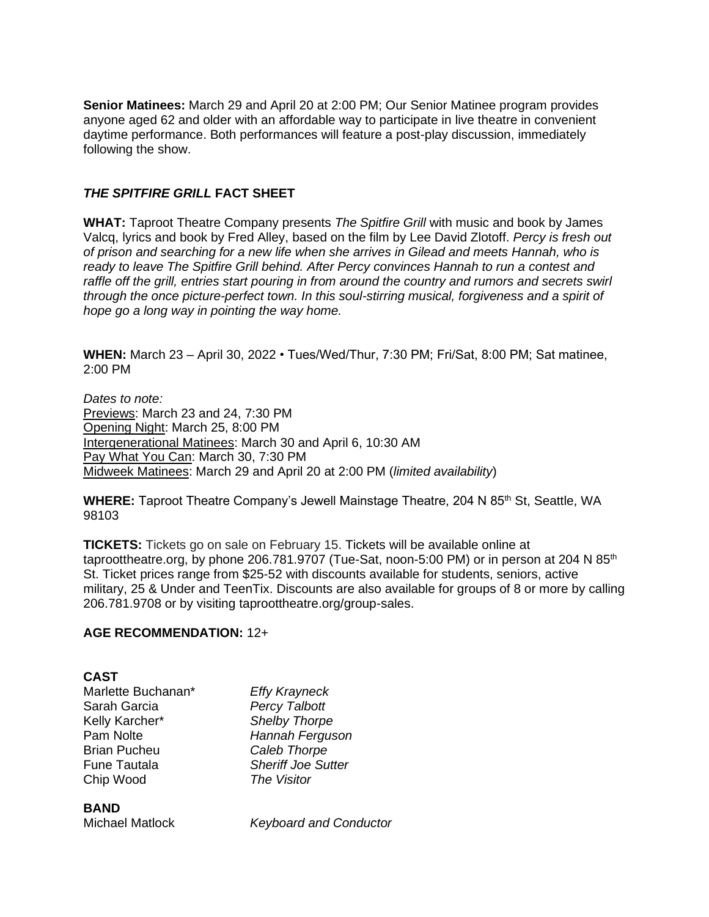**Senior Matinees:** March 29 and April 20 at 2:00 PM; Our Senior Matinee program provides anyone aged 62 and older with an affordable way to participate in live theatre in convenient daytime performance. Both performances will feature a post-play discussion, immediately following the show.

## *THE SPITFIRE GRILL* FACT SHEET

**WHAT:** Taproot Theatre Company presents *The Spitfire Grill* with music and book by James Valcq, lyrics and book by Fred Alley, based on the film by Lee David Zlotoff. *Percy is fresh out of prison and searching for a new life when she arrives in Gilead and meets Hannah, who is ready to leave The Spitfire Grill behind. After Percy convinces Hannah to run a contest and raffle off the grill, entries start pouring in from around the country and rumors and secrets swirl through the once picture-perfect town. In this soul-stirring musical, forgiveness and a spirit of hope go a long way in pointing the way home.*

**WHEN:** March 23 – April 30, 2022 • Tues/Wed/Thur, 7:30 PM; Fri/Sat, 8:00 PM; Sat matinee, 2:00 PM

*Dates to note:*
Previews: March 23 and 24, 7:30 PM
Opening Night: March 25, 8:00 PM
Intergenerational Matinees: March 30 and April 6, 10:30 AM
Pay What You Can: March 30, 7:30 PM
Midweek Matinees: March 29 and April 20 at 2:00 PM (*limited availability*)

**WHERE:** Taproot Theatre Company's Jewell Mainstage Theatre, 204 N 85th St, Seattle, WA 98103

**TICKETS:** Tickets go on sale on February 15. Tickets will be available online at taproottheatre.org, by phone 206.781.9707 (Tue-Sat, noon-5:00 PM) or in person at 204 N 85th St. Ticket prices range from $25-52 with discounts available for students, seniors, active military, 25 & Under and TeenTix. Discounts are also available for groups of 8 or more by calling 206.781.9708 or by visiting taproottheatre.org/group-sales.

**AGE RECOMMENDATION:** 12+

**CAST**

| | |
|---|---|
| Marlette Buchanan* | *Effy Krayneck* |
| Sarah Garcia | *Percy Talbott* |
| Kelly Karcher* | *Shelby Thorpe* |
| Pam Nolte | *Hannah Ferguson* |
| Brian Pucheu | *Caleb Thorpe* |
| Fune Tautala | *Sheriff Joe Sutter* |
| Chip Wood | *The Visitor* |

**BAND**

| | |
|---|---|
| Michael Matlock | *Keyboard and Conductor* |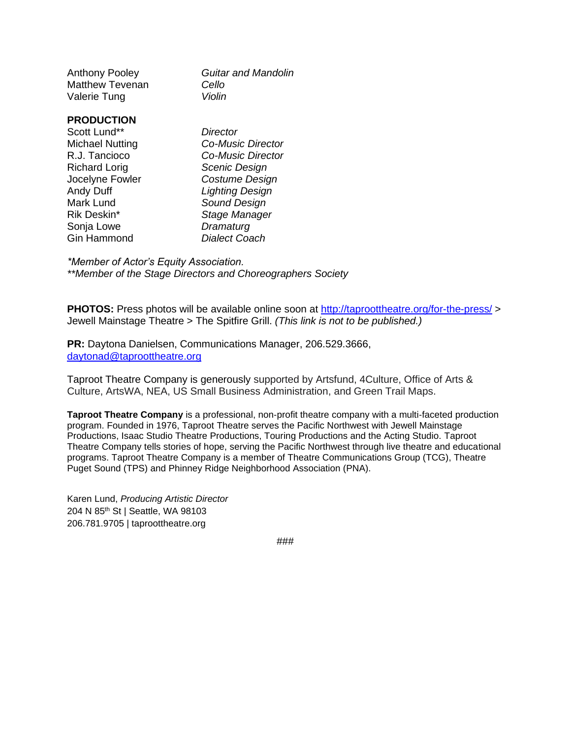| | |
|---|---|
| Anthony Pooley | *Guitar and Mandolin* |
| Matthew Tevenan | *Cello* |
| Valerie Tung | *Violin* |

**PRODUCTION**

| | |
|---|---|
| Scott Lund** | *Director* |
| Michael Nutting | *Co-Music Director* |
| R.J. Tancioco | *Co-Music Director* |
| Richard Lorig | *Scenic Design* |
| Jocelyne Fowler | *Costume Design* |
| Andy Duff | *Lighting Design* |
| Mark Lund | *Sound Design* |
| Rik Deskin* | *Stage Manager* |
| Sonja Lowe | *Dramaturg* |
| Gin Hammond | *Dialect Coach* |

*\*Member of Actor's Equity Association.*
*\*\*Member of the Stage Directors and Choreographers Society*

**PHOTOS:** Press photos will be available online soon at http://taproottheatre.org/for-the-press/ > Jewell Mainstage Theatre > The Spitfire Grill. *(This link is not to be published.)*

**PR:** Daytona Danielsen, Communications Manager, 206.529.3666, daytonad@taproottheatre.org

Taproot Theatre Company is generously supported by Artsfund, 4Culture, Office of Arts & Culture, ArtsWA, NEA, US Small Business Administration, and Green Trail Maps.

**Taproot Theatre Company** is a professional, non-profit theatre company with a multi-faceted production program. Founded in 1976, Taproot Theatre serves the Pacific Northwest with Jewell Mainstage Productions, Isaac Studio Theatre Productions, Touring Productions and the Acting Studio. Taproot Theatre Company tells stories of hope, serving the Pacific Northwest through live theatre and educational programs. Taproot Theatre Company is a member of Theatre Communications Group (TCG), Theatre Puget Sound (TPS) and Phinney Ridge Neighborhood Association (PNA).

Karen Lund, *Producing Artistic Director*
204 N 85th St | Seattle, WA 98103
206.781.9705 | taproottheatre.org

###